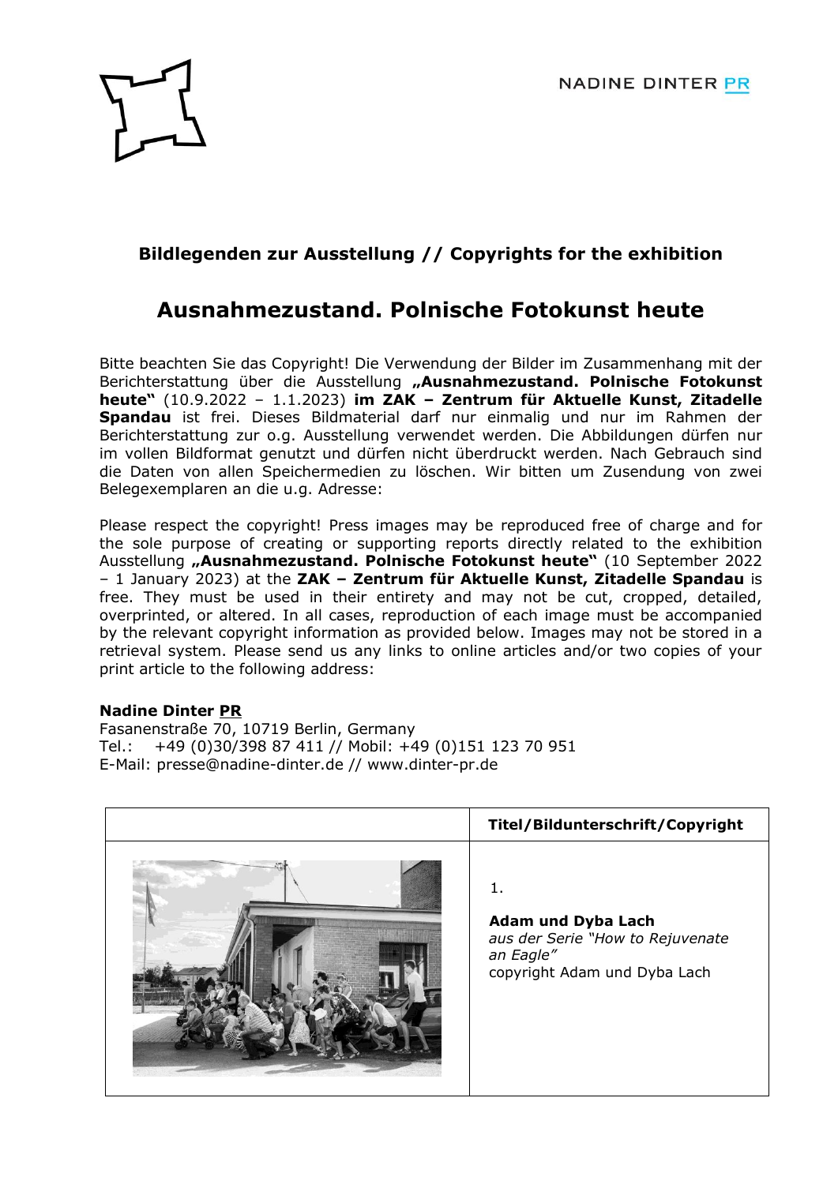NADINE DINTER PR

**Bildlegenden zur Ausstellung // Copyrights for the exhibition**

# Ausnahmezustand. Polnische Fotokunst heute

Bitte beachten Sie das Copyright! Die Verwendung der Bilder im Zusammenhang mit der Berichterstattung über die Ausstellung **„Ausnahmezustand. Polnische Fotokunst heute"** (10.9.2022 – 1.1.2023) **im ZAK – Zentrum für Aktuelle Kunst, Zitadelle Spandau** ist frei. Dieses Bildmaterial darf nur einmalig und nur im Rahmen der Berichterstattung zur o.g. Ausstellung verwendet werden. Die Abbildungen dürfen nur im vollen Bildformat genutzt und dürfen nicht überdruckt werden. Nach Gebrauch sind die Daten von allen Speichermedien zu löschen. Wir bitten um Zusendung von zwei Belegexemplaren an die u.g. Adresse:

Please respect the copyright! Press images may be reproduced free of charge and for the sole purpose of creating or supporting reports directly related to the exhibition Ausstellung **„Ausnahmezustand. Polnische Fotokunst heute"** (10 September 2022 – 1 January 2023) at the **ZAK – Zentrum für Aktuelle Kunst, Zitadelle Spandau** is free. They must be used in their entirety and may not be cut, cropped, detailed, overprinted, or altered. In all cases, reproduction of each image must be accompanied by the relevant copyright information as provided below. Images may not be stored in a retrieval system. Please send us any links to online articles and/or two copies of your print article to the following address:

**Nadine Dinter PR**
Fasanenstraße 70, 10719 Berlin, Germany
Tel.: +49 (0)30/398 87 411 // Mobil: +49 (0)151 123 70 951
E-Mail: presse@nadine-dinter.de // www.dinter-pr.de

| | **Titel/Bildunterschrift/Copyright** |
|---|---|
| | 1. **Adam und Dyba Lach** *aus der Serie "How to Rejuvenate an Eagle"* copyright Adam und Dyba Lach |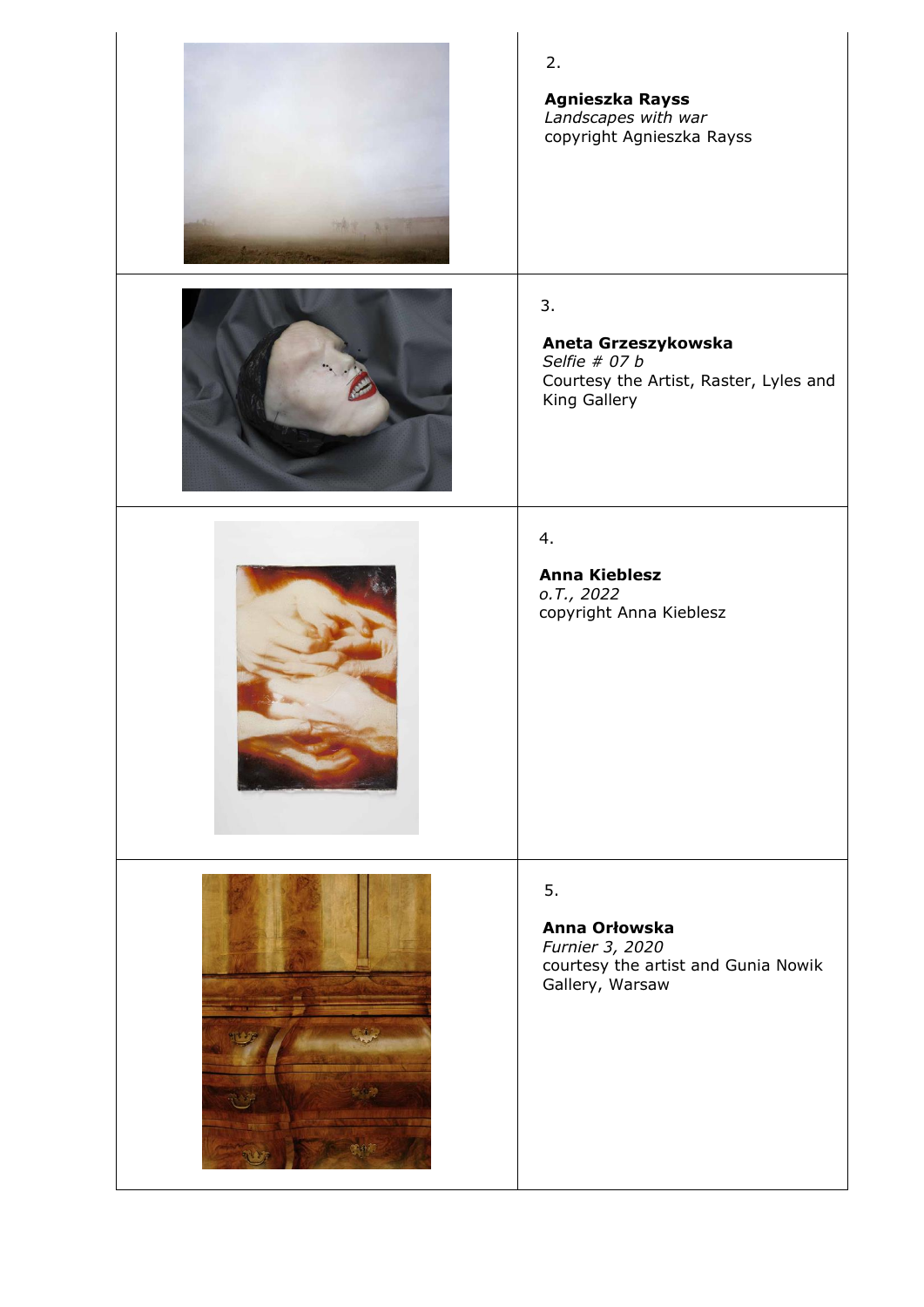2.

**Agnieszka Rayss**
*Landscapes with war*
copyright Agnieszka Rayss

3.

**Aneta Grzeszykowska**
*Selfie # 07 b*
Courtesy the Artist, Raster, Lyles and King Gallery

4.

**Anna Kieblesz**
*o.T., 2022*
copyright Anna Kieblesz

5.

**Anna Orłowska**
*Furnier 3, 2020*
courtesy the artist and Gunia Nowik Gallery, Warsaw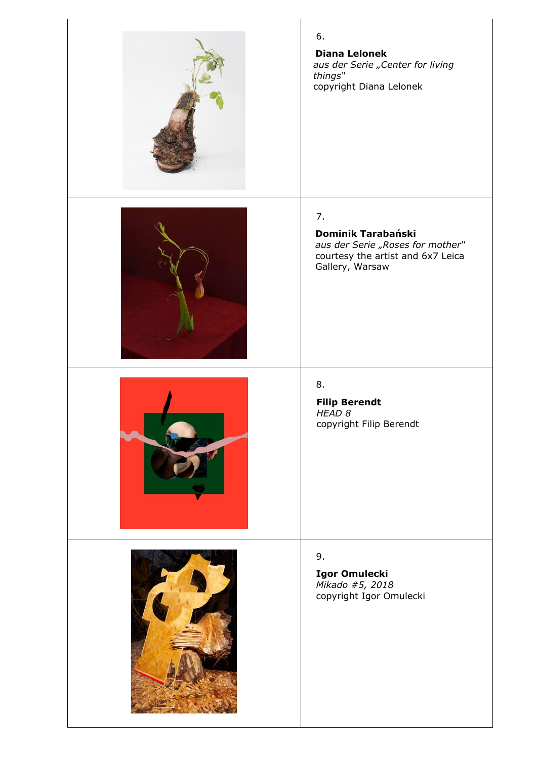6.

**Diana Lelonek**
*aus der Serie „Center for living things"*
copyright Diana Lelonek

7.

**Dominik Tarabański**
*aus der Serie „Roses for mother"*
courtesy the artist and 6x7 Leica Gallery, Warsaw

8.

**Filip Berendt**
*HEAD 8*
copyright Filip Berendt

9.

**Igor Omulecki**
*Mikado #5, 2018*
copyright Igor Omulecki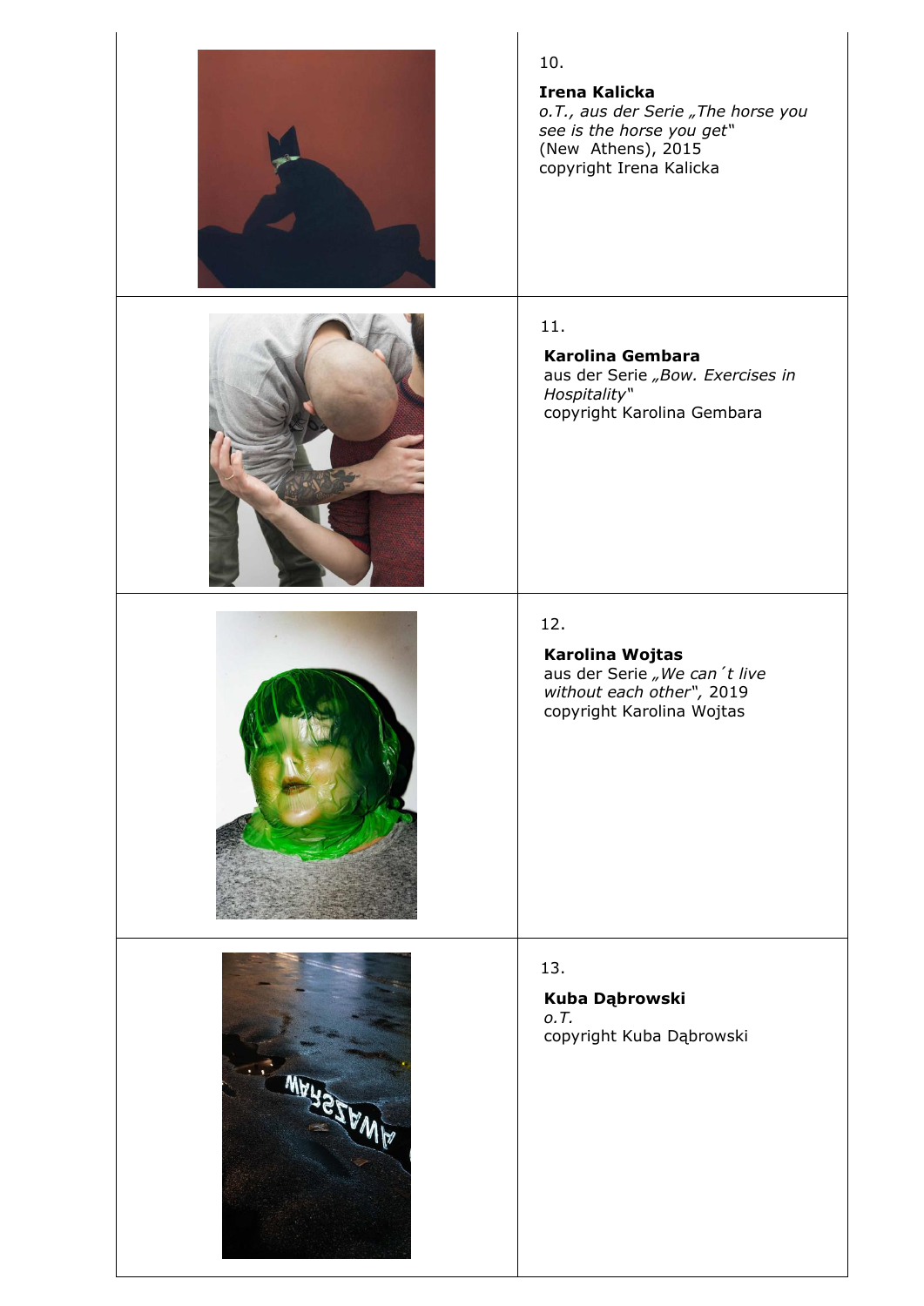10.

**Irena Kalicka**
*o.T., aus der Serie „The horse you see is the horse you get"*
(New Athens), 2015
copyright Irena Kalicka

11.

**Karolina Gembara**
aus der Serie *„Bow. Exercises in Hospitality"*
copyright Karolina Gembara

12.

**Karolina Wojtas**
aus der Serie *„We can´t live without each other"*, 2019
copyright Karolina Wojtas

13.

**Kuba Dąbrowski**
*o.T.*
copyright Kuba Dąbrowski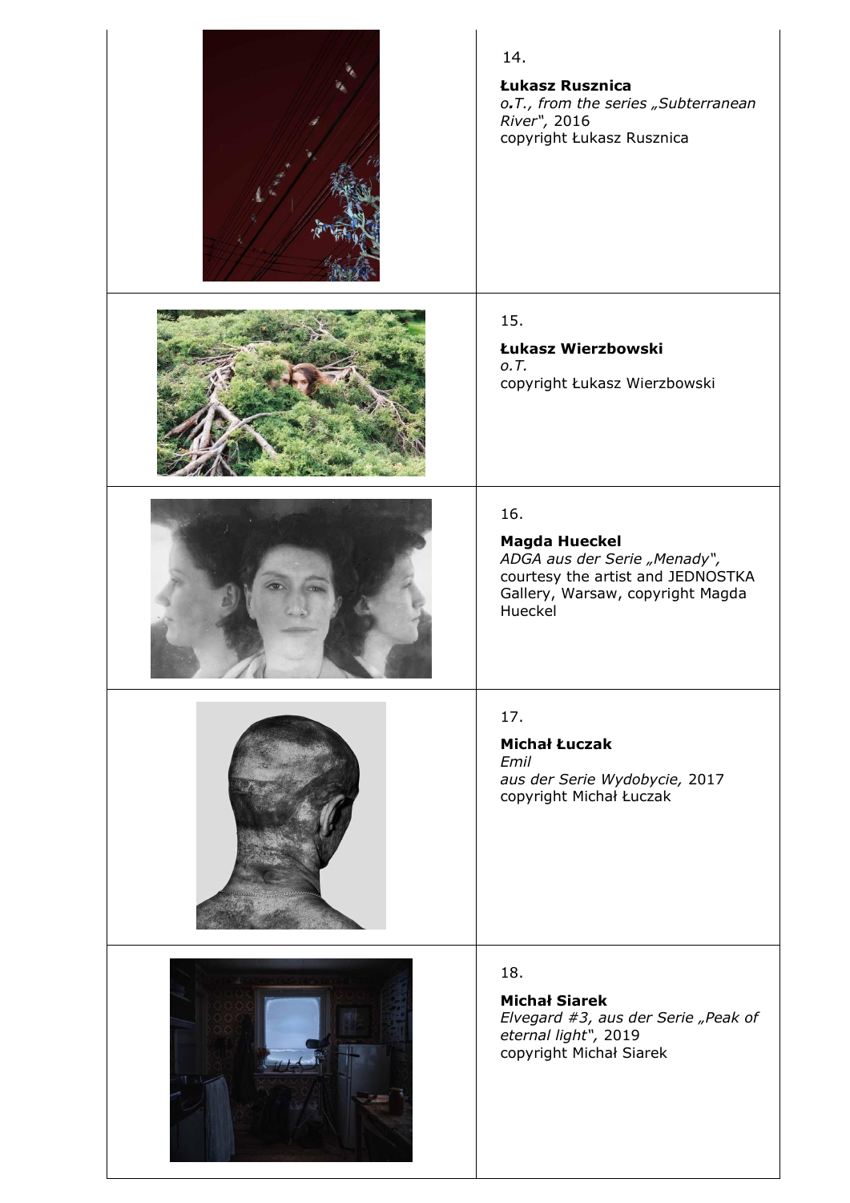14.

**Łukasz Rusznica**
*o.T., from the series „Subterranean River“,* 2016
copyright Łukasz Rusznica

15.

**Łukasz Wierzbowski**
*o.T.*
copyright Łukasz Wierzbowski

16.

**Magda Hueckel**
*ADGA aus der Serie „Menady“,*
courtesy the artist and JEDNOSTKA Gallery, Warsaw, copyright Magda Hueckel

17.

**Michał Łuczak**
*Emil*
*aus der Serie Wydobycie,* 2017
copyright Michał Łuczak

18.

**Michał Siarek**
*Elvegard #3, aus der Serie „Peak of eternal light“,* 2019
copyright Michał Siarek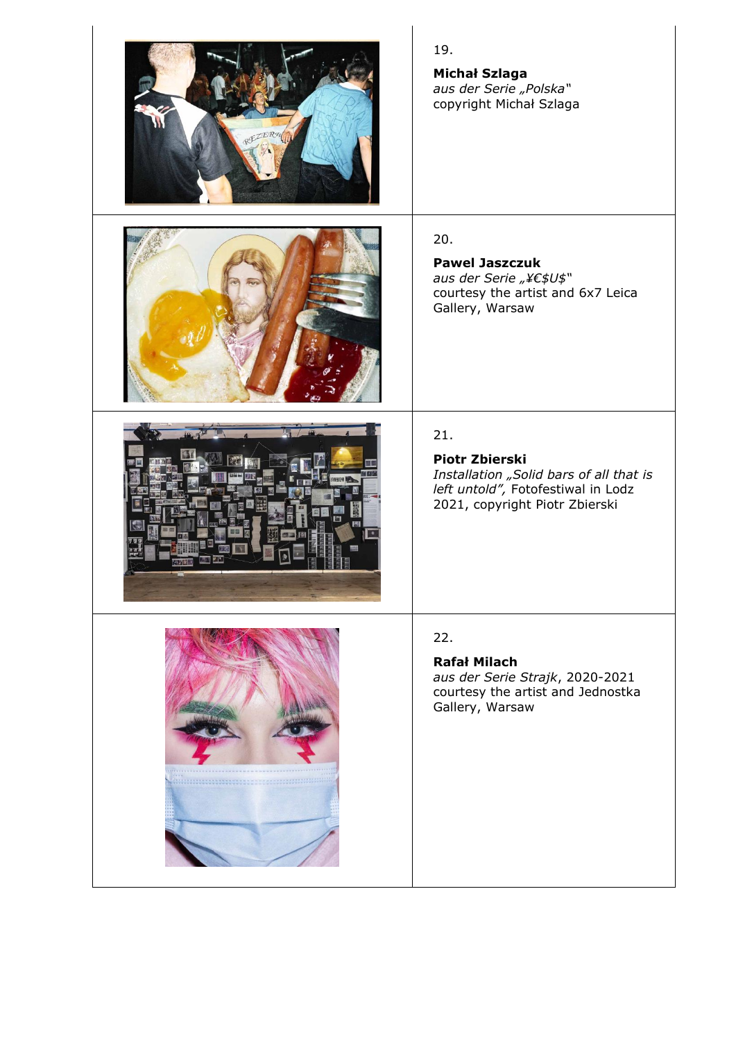19.

**Michał Szlaga**
*aus der Serie „Polska"*
copyright Michał Szlaga

20.

**Pawel Jaszczuk**
*aus der Serie „¥€$U$"*
courtesy the artist and 6x7 Leica Gallery, Warsaw

21.

**Piotr Zbierski**
*Installation „Solid bars of all that is left untold",* Fotofestiwal in Lodz 2021, copyright Piotr Zbierski

22.

**Rafał Milach**
*aus der Serie Strajk*, 2020-2021
courtesy the artist and Jednostka Gallery, Warsaw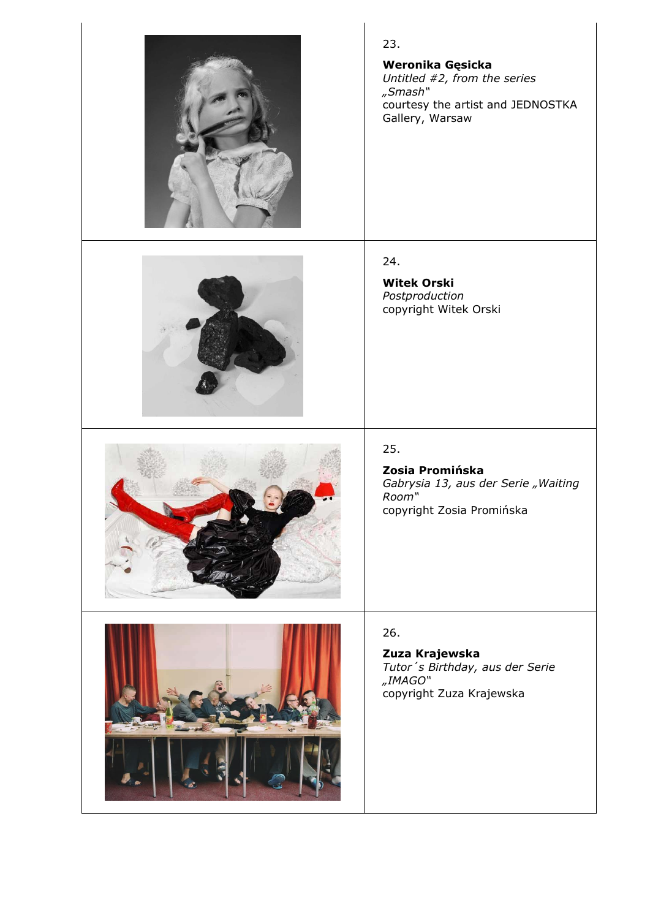23.

**Weronika Gęsicka**
*Untitled #2, from the series „Smash"*
courtesy the artist and JEDNOSTKA Gallery, Warsaw

24.

**Witek Orski**
*Postproduction*
copyright Witek Orski

25.

**Zosia Promińska**
*Gabrysia 13, aus der Serie „Waiting Room"*
copyright Zosia Promińska

26.

**Zuza Krajewska**
*Tutor´s Birthday, aus der Serie „IMAGO"*
copyright Zuza Krajewska